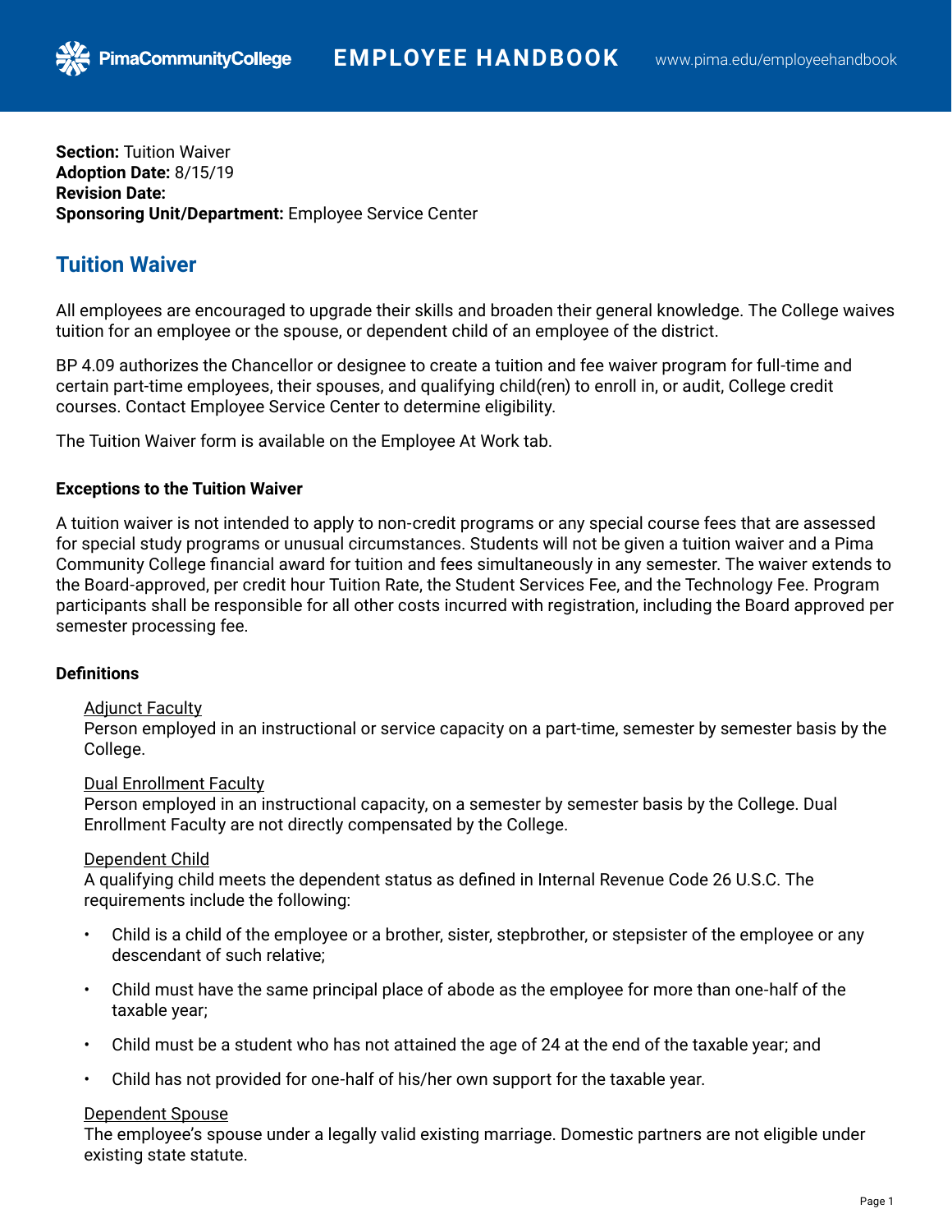**Section:** Tuition Waiver
**Adoption Date:** 8/15/19
**Revision Date:**
**Sponsoring Unit/Department:** Employee Service Center

# Tuition Waiver

All employees are encouraged to upgrade their skills and broaden their general knowledge. The College waives tuition for an employee or the spouse, or dependent child of an employee of the district.

BP 4.09 authorizes the Chancellor or designee to create a tuition and fee waiver program for full-time and certain part-time employees, their spouses, and qualifying child(ren) to enroll in, or audit, College credit courses. Contact Employee Service Center to determine eligibility.

The Tuition Waiver form is available on the Employee At Work tab.

**Exceptions to the Tuition Waiver**

A tuition waiver is not intended to apply to non-credit programs or any special course fees that are assessed for special study programs or unusual circumstances. Students will not be given a tuition waiver and a Pima Community College financial award for tuition and fees simultaneously in any semester. The waiver extends to the Board-approved, per credit hour Tuition Rate, the Student Services Fee, and the Technology Fee. Program participants shall be responsible for all other costs incurred with registration, including the Board approved per semester processing fee.

**Definitions**

Adjunct Faculty
Person employed in an instructional or service capacity on a part-time, semester by semester basis by the College.

Dual Enrollment Faculty
Person employed in an instructional capacity, on a semester by semester basis by the College. Dual Enrollment Faculty are not directly compensated by the College.

Dependent Child
A qualifying child meets the dependent status as defined in Internal Revenue Code 26 U.S.C. The requirements include the following:

- Child is a child of the employee or a brother, sister, stepbrother, or stepsister of the employee or any descendant of such relative;
- Child must have the same principal place of abode as the employee for more than one-half of the taxable year;
- Child must be a student who has not attained the age of 24 at the end of the taxable year; and
- Child has not provided for one-half of his/her own support for the taxable year.

Dependent Spouse
The employee's spouse under a legally valid existing marriage. Domestic partners are not eligible under existing state statute.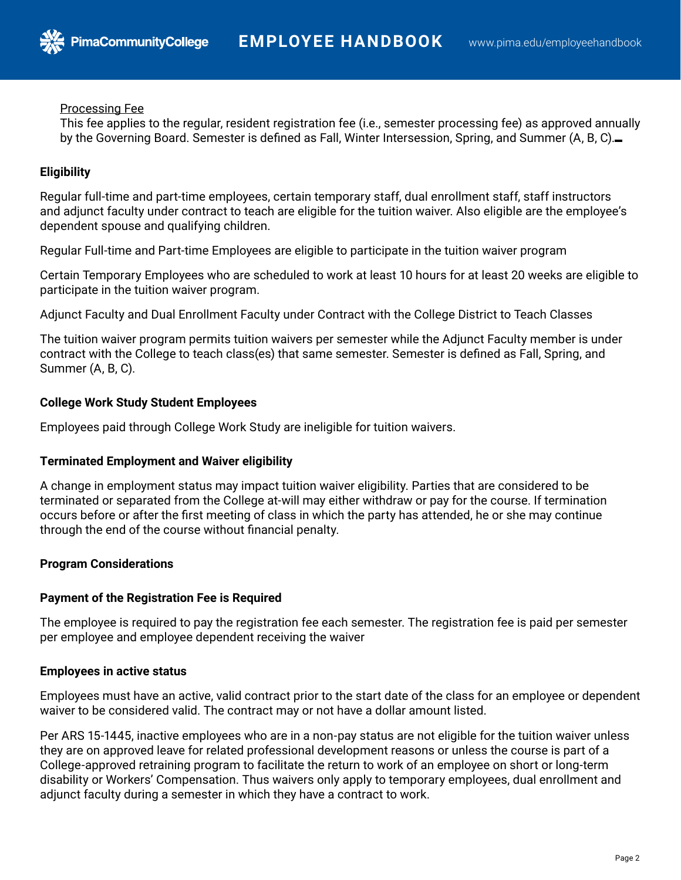Processing Fee

This fee applies to the regular, resident registration fee (i.e., semester processing fee) as approved annually by the Governing Board. Semester is defined as Fall, Winter Intersession, Spring, and Summer (A, B, C).

**Eligibility**

Regular full-time and part-time employees, certain temporary staff, dual enrollment staff, staff instructors and adjunct faculty under contract to teach are eligible for the tuition waiver. Also eligible are the employee's dependent spouse and qualifying children.

Regular Full-time and Part-time Employees are eligible to participate in the tuition waiver program

Certain Temporary Employees who are scheduled to work at least 10 hours for at least 20 weeks are eligible to participate in the tuition waiver program.

Adjunct Faculty and Dual Enrollment Faculty under Contract with the College District to Teach Classes

The tuition waiver program permits tuition waivers per semester while the Adjunct Faculty member is under contract with the College to teach class(es) that same semester. Semester is defined as Fall, Spring, and Summer (A, B, C).

**College Work Study Student Employees**

Employees paid through College Work Study are ineligible for tuition waivers.

**Terminated Employment and Waiver eligibility**

A change in employment status may impact tuition waiver eligibility. Parties that are considered to be terminated or separated from the College at-will may either withdraw or pay for the course. If termination occurs before or after the first meeting of class in which the party has attended, he or she may continue through the end of the course without financial penalty.

**Program Considerations**

**Payment of the Registration Fee is Required**

The employee is required to pay the registration fee each semester. The registration fee is paid per semester per employee and employee dependent receiving the waiver

**Employees in active status**

Employees must have an active, valid contract prior to the start date of the class for an employee or dependent waiver to be considered valid. The contract may or not have a dollar amount listed.

Per ARS 15-1445, inactive employees who are in a non-pay status are not eligible for the tuition waiver unless they are on approved leave for related professional development reasons or unless the course is part of a College-approved retraining program to facilitate the return to work of an employee on short or long-term disability or Workers' Compensation. Thus waivers only apply to temporary employees, dual enrollment and adjunct faculty during a semester in which they have a contract to work.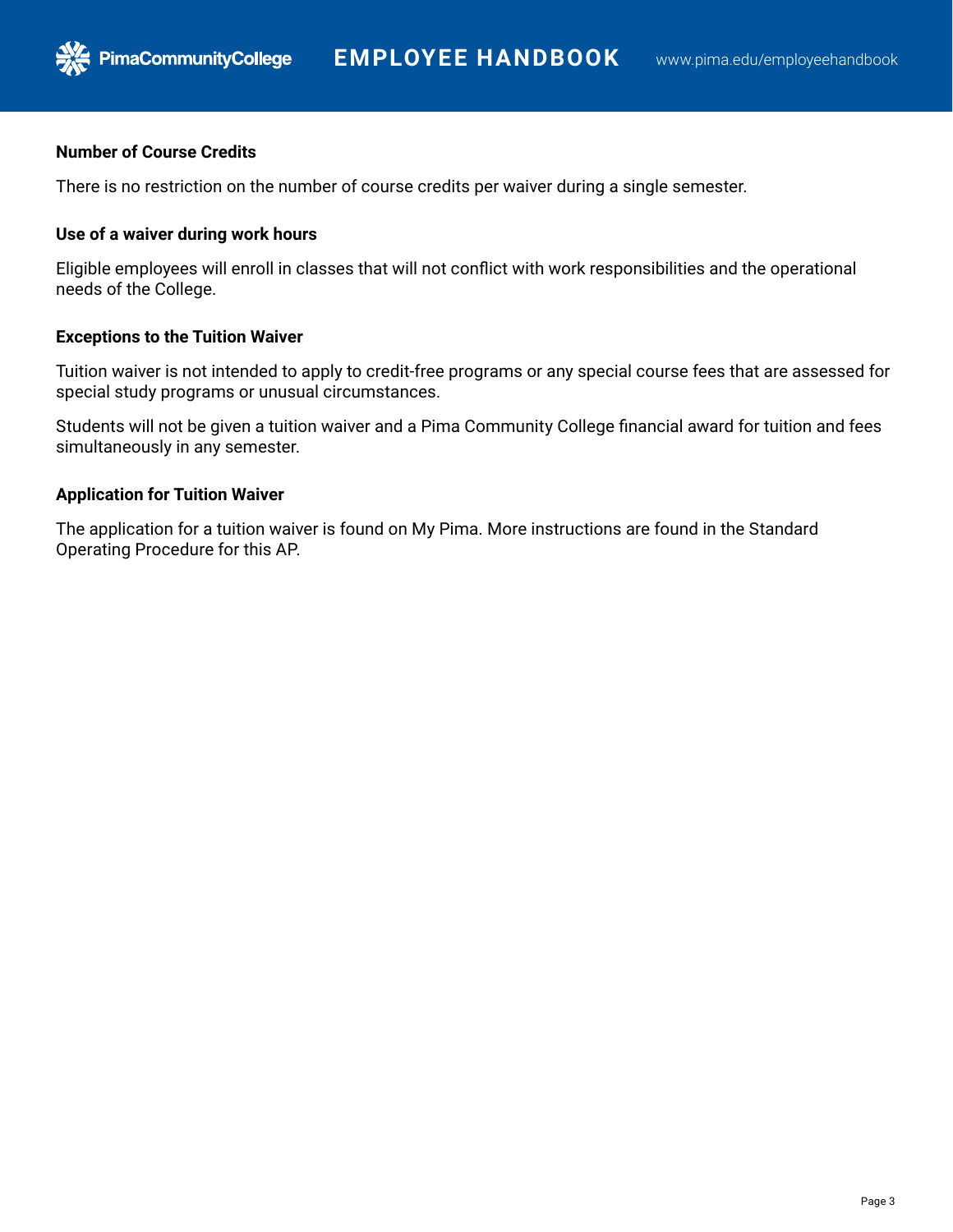#### Number of Course Credits

There is no restriction on the number of course credits per waiver during a single semester.

#### Use of a waiver during work hours

Eligible employees will enroll in classes that will not conflict with work responsibilities and the operational needs of the College.

#### Exceptions to the Tuition Waiver

Tuition waiver is not intended to apply to credit-free programs or any special course fees that are assessed for special study programs or unusual circumstances.

Students will not be given a tuition waiver and a Pima Community College financial award for tuition and fees simultaneously in any semester.

#### Application for Tuition Waiver

The application for a tuition waiver is found on My Pima. More instructions are found in the Standard Operating Procedure for this AP.